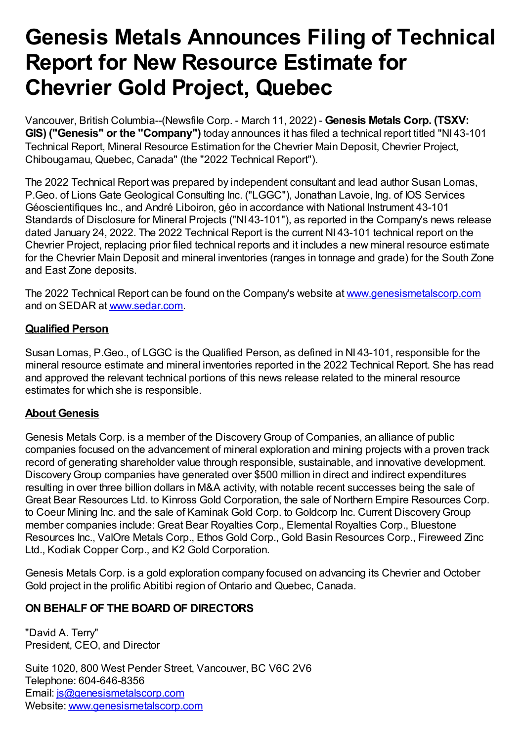# Genesis Metals Announces Filing of Technical Report for New Resource Estimate for Chevrier Gold Project, Quebec

Vancouver, British Columbia--(Newsfile Corp. - March 11, 2022) - **Genesis Metals Corp. (TSXV: GIS) ("Genesis" or the "Company")** today announces it has filed a technical report titled "NI 43-101 Technical Report, Mineral Resource Estimation for the Chevrier Main Deposit, Chevrier Project, Chibougamau, Quebec, Canada" (the "2022 Technical Report").

The 2022 Technical Report was prepared by independent consultant and lead author Susan Lomas, P.Geo. of Lions Gate Geological Consulting Inc. ("LGGC"), Jonathan Lavoie, Ing. of IOS Services Géoscientifiques Inc., and André Liboiron, géo in accordance with National Instrument 43-101 Standards of Disclosure for Mineral Projects ("NI 43-101"), as reported in the Company's news release dated January 24, 2022. The 2022 Technical Report is the current NI 43-101 technical report on the Chevrier Project, replacing prior filed technical reports and it includes a new mineral resource estimate for the Chevrier Main Deposit and mineral inventories (ranges in tonnage and grade) for the South Zone and East Zone deposits.

The 2022 Technical Report can be found on the Company's website at [www.genesismetalscorp.com](http://www.genesismetalscorp.com) and on SEDAR at [www.sedar.com](http://www.sedar.com).

## Qualified Person

Susan Lomas, P.Geo., of LGGC is the Qualified Person, as defined in NI 43-101, responsible for the mineral resource estimate and mineral inventories reported in the 2022 Technical Report. She has read and approved the relevant technical portions of this news release related to the mineral resource estimates for which she is responsible.

## About Genesis

Genesis Metals Corp. is a member of the Discovery Group of Companies, an alliance of public companies focused on the advancement of mineral exploration and mining projects with a proven track record of generating shareholder value through responsible, sustainable, and innovative development. Discovery Group companies have generated over $500 million in direct and indirect expenditures resulting in over three billion dollars in M&A activity, with notable recent successes being the sale of Great Bear Resources Ltd. to Kinross Gold Corporation, the sale of Northern Empire Resources Corp. to Coeur Mining Inc. and the sale of Kaminak Gold Corp. to Goldcorp Inc. Current Discovery Group member companies include: Great Bear Royalties Corp., Elemental Royalties Corp., Bluestone Resources Inc., ValOre Metals Corp., Ethos Gold Corp., Gold Basin Resources Corp., Fireweed Zinc Ltd., Kodiak Copper Corp., and K2 Gold Corporation.

Genesis Metals Corp. is a gold exploration company focused on advancing its Chevrier and October Gold project in the prolific Abitibi region of Ontario and Quebec, Canada.

**ON BEHALF OF THE BOARD OF DIRECTORS**

"David A. Terry"
President, CEO, and Director

Suite 1020, 800 West Pender Street, Vancouver, BC V6C 2V6
Telephone: 604-646-8356
Email: [js@genesismetalscorp.com](mailto:js@genesismetalscorp.com)
Website: [www.genesismetalscorp.com](http://www.genesismetalscorp.com)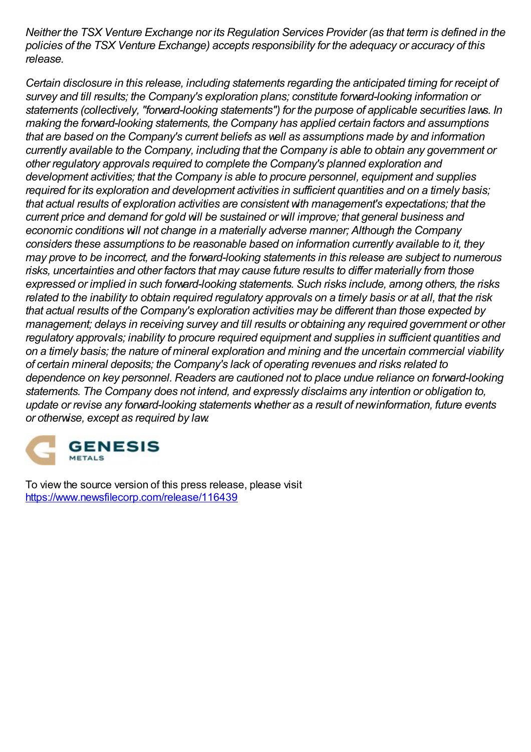*Neither the TSX Venture Exchange nor its Regulation Services Provider (as that term is defined in the policies of the TSX Venture Exchange) accepts responsibility for the adequacy or accuracy of this release.*

*Certain disclosure in this release, including statements regarding the anticipated timing for receipt of survey and till results; the Company's exploration plans; constitute forward-looking information or statements (collectively, "forward-looking statements") for the purpose of applicable securities laws. In making the forward-looking statements, the Company has applied certain factors and assumptions that are based on the Company's current beliefs as well as assumptions made by and information currently available to the Company, including that the Company is able to obtain any government or other regulatory approvals required to complete the Company's planned exploration and development activities; that the Company is able to procure personnel, equipment and supplies required for its exploration and development activities in sufficient quantities and on a timely basis; that actual results of exploration activities are consistent with management's expectations; that the current price and demand for gold will be sustained or will improve; that general business and economic conditions will not change in a materially adverse manner; Although the Company considers these assumptions to be reasonable based on information currently available to it, they may prove to be incorrect, and the forward-looking statements in this release are subject to numerous risks, uncertainties and other factors that may cause future results to differ materially from those expressed or implied in such forward-looking statements. Such risks include, among others, the risks related to the inability to obtain required regulatory approvals on a timely basis or at all, that the risk that actual results of the Company's exploration activities may be different than those expected by management; delays in receiving survey and till results or obtaining any required government or other regulatory approvals; inability to procure required equipment and supplies in sufficient quantities and on a timely basis; the nature of mineral exploration and mining and the uncertain commercial viability of certain mineral deposits; the Company's lack of operating revenues and risks related to dependence on key personnel. Readers are cautioned not to place undue reliance on forward-looking statements. The Company does not intend, and expressly disclaims any intention or obligation to, update or revise any forward-looking statements whether as a result of new information, future events or otherwise, except as required by law.*

GENESIS METALS

To view the source version of this press release, please visit https://www.newsfilecorp.com/release/116439